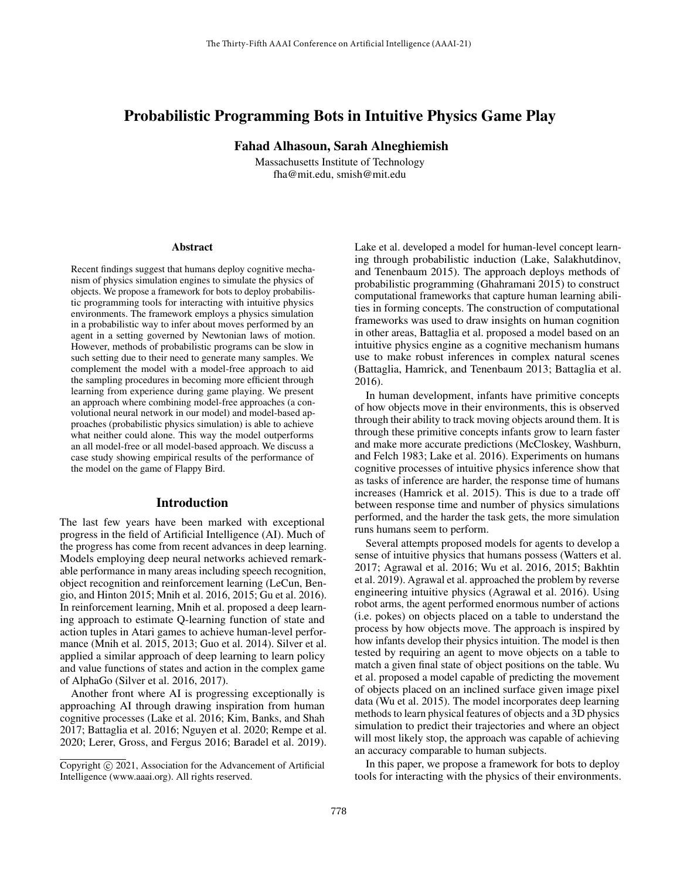# Probabilistic Programming Bots in Intuitive Physics Game Play

**Fahad Alhasoun, Sarah Alneghiemish**

Massachusetts Institute of Technology
fha@mit.edu, smish@mit.edu

## Abstract

Recent findings suggest that humans deploy cognitive mechanism of physics simulation engines to simulate the physics of objects. We propose a framework for bots to deploy probabilistic programming tools for interacting with intuitive physics environments. The framework employs a physics simulation in a probabilistic way to infer about moves performed by an agent in a setting governed by Newtonian laws of motion. However, methods of probabilistic programs can be slow in such setting due to their need to generate many samples. We complement the model with a model-free approach to aid the sampling procedures in becoming more efficient through learning from experience during game playing. We present an approach where combining model-free approaches (a convolutional neural network in our model) and model-based approaches (probabilistic physics simulation) is able to achieve what neither could alone. This way the model outperforms an all model-free or all model-based approach. We discuss a case study showing empirical results of the performance of the model on the game of Flappy Bird.

## Introduction

The last few years have been marked with exceptional progress in the field of Artificial Intelligence (AI). Much of the progress has come from recent advances in deep learning. Models employing deep neural networks achieved remarkable performance in many areas including speech recognition, object recognition and reinforcement learning (LeCun, Bengio, and Hinton 2015; Mnih et al. 2016, 2015; Gu et al. 2016). In reinforcement learning, Mnih et al. proposed a deep learning approach to estimate Q-learning function of state and action tuples in Atari games to achieve human-level performance (Mnih et al. 2015, 2013; Guo et al. 2014). Silver et al. applied a similar approach of deep learning to learn policy and value functions of states and action in the complex game of AlphaGo (Silver et al. 2016, 2017).

Another front where AI is progressing exceptionally is approaching AI through drawing inspiration from human cognitive processes (Lake et al. 2016; Kim, Banks, and Shah 2017; Battaglia et al. 2016; Nguyen et al. 2020; Rempe et al. 2020; Lerer, Gross, and Fergus 2016; Baradel et al. 2019). Lake et al. developed a model for human-level concept learning through probabilistic induction (Lake, Salakhutdinov, and Tenenbaum 2015). The approach deploys methods of probabilistic programming (Ghahramani 2015) to construct computational frameworks that capture human learning abilities in forming concepts. The construction of computational frameworks was used to draw insights on human cognition in other areas, Battaglia et al. proposed a model based on an intuitive physics engine as a cognitive mechanism humans use to make robust inferences in complex natural scenes (Battaglia, Hamrick, and Tenenbaum 2013; Battaglia et al. 2016).

In human development, infants have primitive concepts of how objects move in their environments, this is observed through their ability to track moving objects around them. It is through these primitive concepts infants grow to learn faster and make more accurate predictions (McCloskey, Washburn, and Felch 1983; Lake et al. 2016). Experiments on humans cognitive processes of intuitive physics inference show that as tasks of inference are harder, the response time of humans increases (Hamrick et al. 2015). This is due to a trade off between response time and number of physics simulations performed, and the harder the task gets, the more simulation runs humans seem to perform.

Several attempts proposed models for agents to develop a sense of intuitive physics that humans possess (Watters et al. 2017; Agrawal et al. 2016; Wu et al. 2016, 2015; Bakhtin et al. 2019). Agrawal et al. approached the problem by reverse engineering intuitive physics (Agrawal et al. 2016). Using robot arms, the agent performed enormous number of actions (i.e. pokes) on objects placed on a table to understand the process by how objects move. The approach is inspired by how infants develop their physics intuition. The model is then tested by requiring an agent to move objects on a table to match a given final state of object positions on the table. Wu et al. proposed a model capable of predicting the movement of objects placed on an inclined surface given image pixel data (Wu et al. 2015). The model incorporates deep learning methods to learn physical features of objects and a 3D physics simulation to predict their trajectories and where an object will most likely stop, the approach was capable of achieving an accuracy comparable to human subjects.

In this paper, we propose a framework for bots to deploy tools for interacting with the physics of their environments.

Copyright © 2021, Association for the Advancement of Artificial Intelligence (www.aaai.org). All rights reserved.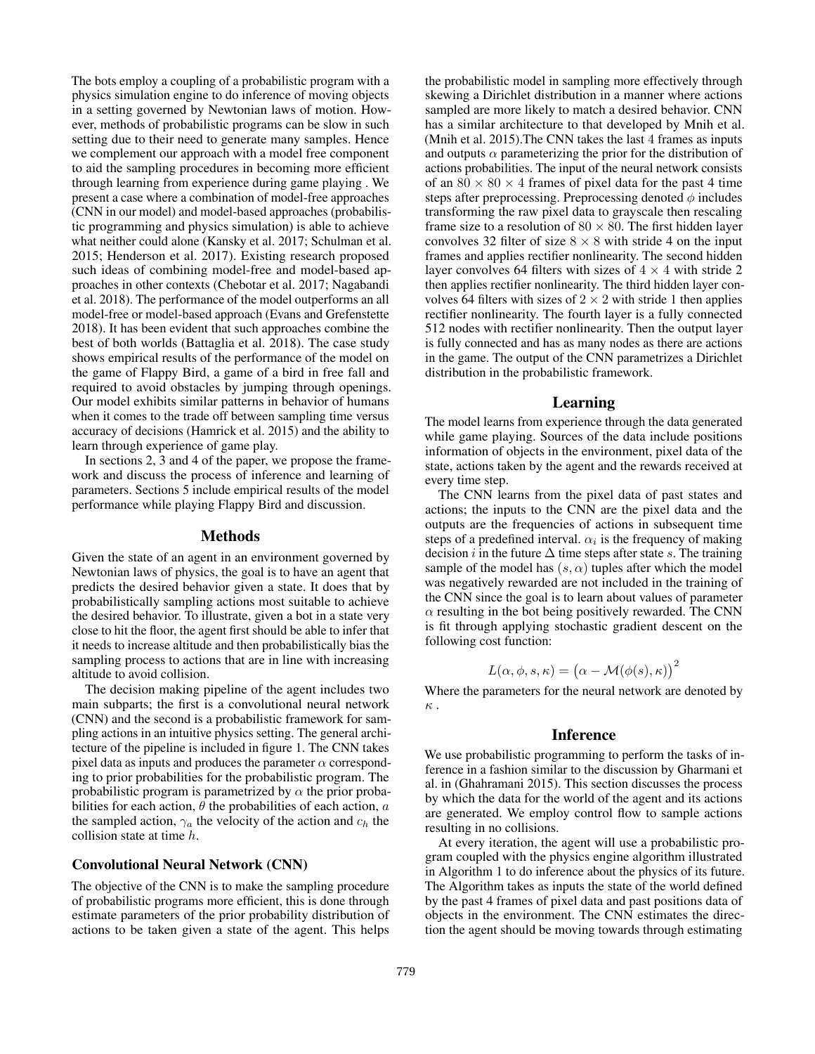The bots employ a coupling of a probabilistic program with a physics simulation engine to do inference of moving objects in a setting governed by Newtonian laws of motion. However, methods of probabilistic programs can be slow in such setting due to their need to generate many samples. Hence we complement our approach with a model free component to aid the sampling procedures in becoming more efficient through learning from experience during game playing . We present a case where a combination of model-free approaches (CNN in our model) and model-based approaches (probabilistic programming and physics simulation) is able to achieve what neither could alone (Kansky et al. 2017; Schulman et al. 2015; Henderson et al. 2017). Existing research proposed such ideas of combining model-free and model-based approaches in other contexts (Chebotar et al. 2017; Nagabandi et al. 2018). The performance of the model outperforms an all model-free or model-based approach (Evans and Grefenstette 2018). It has been evident that such approaches combine the best of both worlds (Battaglia et al. 2018). The case study shows empirical results of the performance of the model on the game of Flappy Bird, a game of a bird in free fall and required to avoid obstacles by jumping through openings. Our model exhibits similar patterns in behavior of humans when it comes to the trade off between sampling time versus accuracy of decisions (Hamrick et al. 2015) and the ability to learn through experience of game play.

In sections 2, 3 and 4 of the paper, we propose the framework and discuss the process of inference and learning of parameters. Sections 5 include empirical results of the model performance while playing Flappy Bird and discussion.

## Methods

Given the state of an agent in an environment governed by Newtonian laws of physics, the goal is to have an agent that predicts the desired behavior given a state. It does that by probabilistically sampling actions most suitable to achieve the desired behavior. To illustrate, given a bot in a state very close to hit the floor, the agent first should be able to infer that it needs to increase altitude and then probabilistically bias the sampling process to actions that are in line with increasing altitude to avoid collision.

The decision making pipeline of the agent includes two main subparts; the first is a convolutional neural network (CNN) and the second is a probabilistic framework for sampling actions in an intuitive physics setting. The general architecture of the pipeline is included in figure 1. The CNN takes pixel data as inputs and produces the parameter $\alpha$ corresponding to prior probabilities for the probabilistic program. The probabilistic program is parametrized by $\alpha$ the prior probabilities for each action, $\theta$ the probabilities of each action, $a$ the sampled action, $\gamma_a$ the velocity of the action and $c_h$ the collision state at time $h$.

### Convolutional Neural Network (CNN)

The objective of the CNN is to make the sampling procedure of probabilistic programs more efficient, this is done through estimate parameters of the prior probability distribution of actions to be taken given a state of the agent. This helps the probabilistic model in sampling more effectively through skewing a Dirichlet distribution in a manner where actions sampled are more likely to match a desired behavior. CNN has a similar architecture to that developed by Mnih et al. (Mnih et al. 2015).The CNN takes the last 4 frames as inputs and outputs $\alpha$ parameterizing the prior for the distribution of actions probabilities. The input of the neural network consists of an $80 \times 80 \times 4$ frames of pixel data for the past 4 time steps after preprocessing. Preprocessing denoted $\phi$ includes transforming the raw pixel data to grayscale then rescaling frame size to a resolution of $80 \times 80$. The first hidden layer convolves 32 filter of size $8 \times 8$ with stride 4 on the input frames and applies rectifier nonlinearity. The second hidden layer convolves 64 filters with sizes of $4 \times 4$ with stride 2 then applies rectifier nonlinearity. The third hidden layer convolves 64 filters with sizes of $2 \times 2$ with stride 1 then applies rectifier nonlinearity. The fourth layer is a fully connected 512 nodes with rectifier nonlinearity. Then the output layer is fully connected and has as many nodes as there are actions in the game. The output of the CNN parametrizes a Dirichlet distribution in the probabilistic framework.

## Learning

The model learns from experience through the data generated while game playing. Sources of the data include positions information of objects in the environment, pixel data of the state, actions taken by the agent and the rewards received at every time step.

The CNN learns from the pixel data of past states and actions; the inputs to the CNN are the pixel data and the outputs are the frequencies of actions in subsequent time steps of a predefined interval. $\alpha_i$ is the frequency of making decision $i$ in the future $\Delta$ time steps after state $s$. The training sample of the model has $(s, \alpha)$ tuples after which the model was negatively rewarded are not included in the training of the CNN since the goal is to learn about values of parameter $\alpha$ resulting in the bot being positively rewarded. The CNN is fit through applying stochastic gradient descent on the following cost function:

$$L(\alpha, \phi, s, \kappa) = \left(\alpha - \mathcal{M}(\phi(s), \kappa)\right)^2$$

Where the parameters for the neural network are denoted by $\kappa$ .

## Inference

We use probabilistic programming to perform the tasks of inference in a fashion similar to the discussion by Gharmani et al. in (Ghahramani 2015). This section discusses the process by which the data for the world of the agent and its actions are generated. We employ control flow to sample actions resulting in no collisions.

At every iteration, the agent will use a probabilistic program coupled with the physics engine algorithm illustrated in Algorithm 1 to do inference about the physics of its future. The Algorithm takes as inputs the state of the world defined by the past 4 frames of pixel data and past positions data of objects in the environment. The CNN estimates the direction the agent should be moving towards through estimating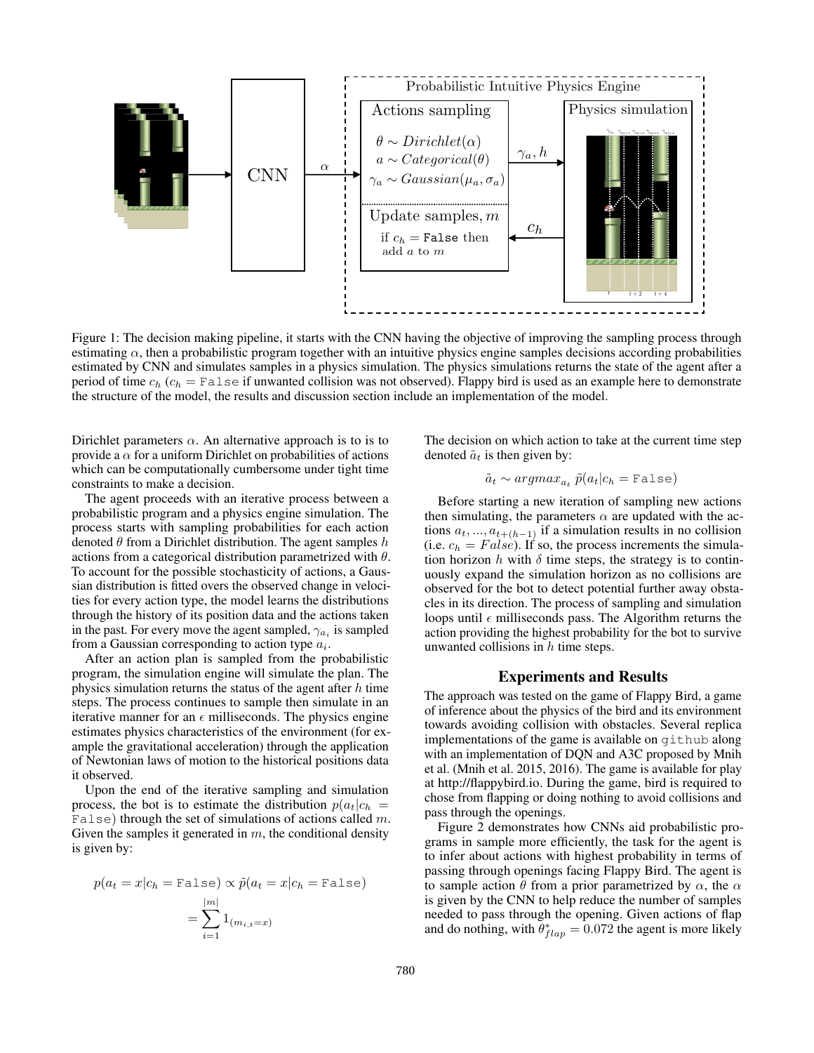Figure 1: The decision making pipeline, it starts with the CNN having the objective of improving the sampling process through estimating $\alpha$, then a probabilistic program together with an intuitive physics engine samples decisions according probabilities estimated by CNN and simulates samples in a physics simulation. The physics simulations returns the state of the agent after a period of time $c_h$ ($c_h$ = `False` if unwanted collision was not observed). Flappy bird is used as an example here to demonstrate the structure of the model, the results and discussion section include an implementation of the model.

Dirichlet parameters $\alpha$. An alternative approach is to is to provide a $\alpha$ for a uniform Dirichlet on probabilities of actions which can be computationally cumbersome under tight time constraints to make a decision.

The agent proceeds with an iterative process between a probabilistic program and a physics engine simulation. The process starts with sampling probabilities for each action denoted $\theta$ from a Dirichlet distribution. The agent samples $h$ actions from a categorical distribution parametrized with $\theta$. To account for the possible stochasticity of actions, a Gaussian distribution is fitted overs the observed change in velocities for every action type, the model learns the distributions through the history of its position data and the actions taken in the past. For every move the agent sampled, $\gamma_{a_i}$ is sampled from a Gaussian corresponding to action type $a_i$.

After an action plan is sampled from the probabilistic program, the simulation engine will simulate the plan. The physics simulation returns the status of the agent after $h$ time steps. The process continues to sample then simulate in an iterative manner for an $\epsilon$ milliseconds. The physics engine estimates physics characteristics of the environment (for example the gravitational acceleration) through the application of Newtonian laws of motion to the historical positions data it observed.

Upon the end of the iterative sampling and simulation process, the bot is to estimate the distribution $p(a_t|c_h = \texttt{False})$ through the set of simulations of actions called $m$. Given the samples it generated in $m$, the conditional density is given by:

$$p(a_t = x|c_h = \texttt{False}) \propto \tilde{p}(a_t = x|c_h = \texttt{False})$$
$$= \sum_{i=1}^{|m|} 1_{(m_{i,t}=x)}$$

The decision on which action to take at the current time step denoted $\tilde{a}_t$ is then given by:

$$\tilde{a}_t \sim argmax_{a_t}\ \tilde{p}(a_t|c_h = \texttt{False})$$

Before starting a new iteration of sampling new actions then simulating, the parameters $\alpha$ are updated with the actions $a_t, ..., a_{t+(h-1)}$ if a simulation results in no collision (i.e. $c_h = False$). If so, the process increments the simulation horizon $h$ with $\delta$ time steps, the strategy is to continuously expand the simulation horizon as no collisions are observed for the bot to detect potential further away obstacles in its direction. The process of sampling and simulation loops until $\epsilon$ milliseconds pass. The Algorithm returns the action providing the highest probability for the bot to survive unwanted collisions in $h$ time steps.

## Experiments and Results

The approach was tested on the game of Flappy Bird, a game of inference about the physics of the bird and its environment towards avoiding collision with obstacles. Several replica implementations of the game is available on `github` along with an implementation of DQN and A3C proposed by Mnih et al. (Mnih et al. 2015, 2016). The game is available for play at http://flappybird.io. During the game, bird is required to chose from flapping or doing nothing to avoid collisions and pass through the openings.

Figure 2 demonstrates how CNNs aid probabilistic programs in sample more efficiently, the task for the agent is to infer about actions with highest probability in terms of passing through openings facing Flappy Bird. The agent is to sample action $\theta$ from a prior parametrized by $\alpha$, the $\alpha$ is given by the CNN to help reduce the number of samples needed to pass through the opening. Given actions of flap and do nothing, with $\theta^*_{flap} = 0.072$ the agent is more likely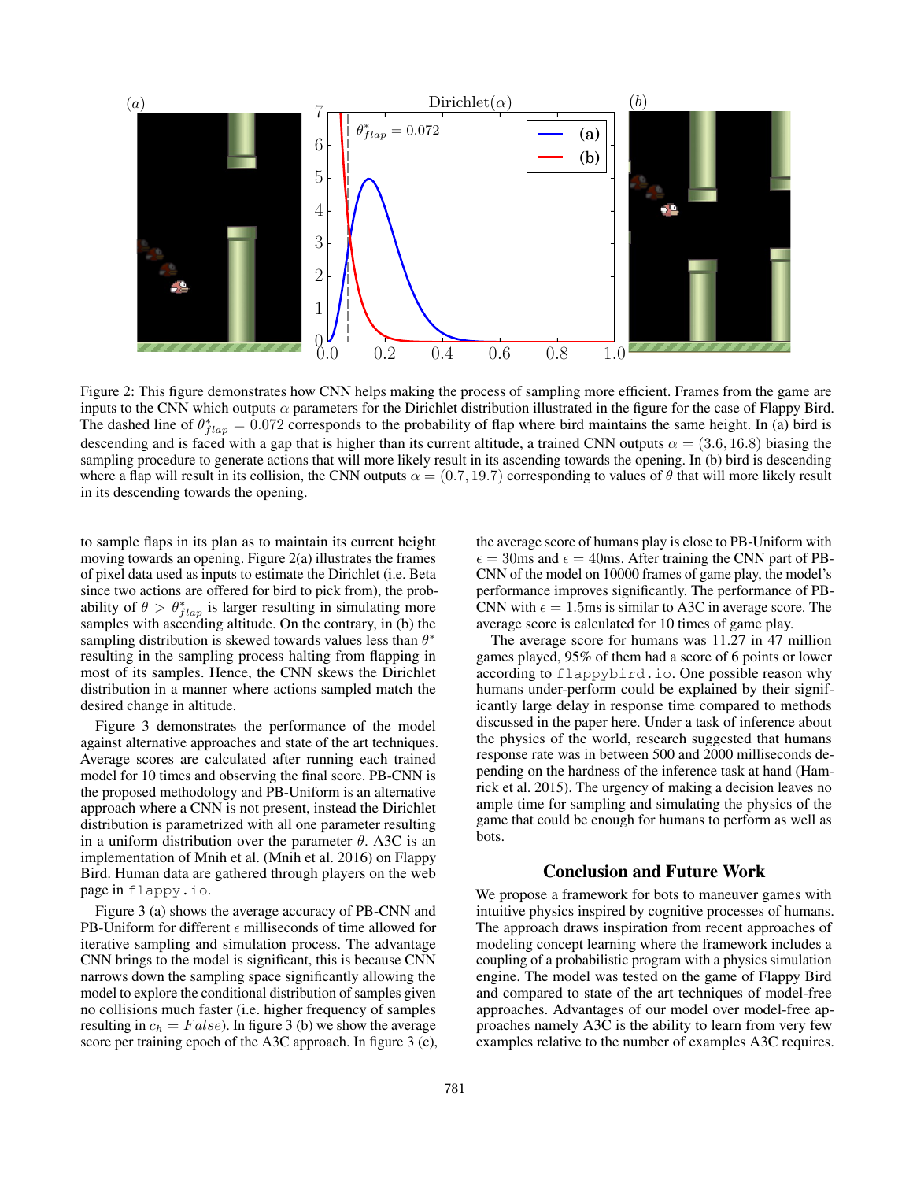Figure 2: This figure demonstrates how CNN helps making the process of sampling more efficient. Frames from the game are inputs to the CNN which outputs $\alpha$ parameters for the Dirichlet distribution illustrated in the figure for the case of Flappy Bird. The dashed line of $\theta^*_{flap} = 0.072$ corresponds to the probability of flap where bird maintains the same height. In (a) bird is descending and is faced with a gap that is higher than its current altitude, a trained CNN outputs $\alpha = (3.6, 16.8)$ biasing the sampling procedure to generate actions that will more likely result in its ascending towards the opening. In (b) bird is descending where a flap will result in its collision, the CNN outputs $\alpha = (0.7, 19.7)$ corresponding to values of $\theta$ that will more likely result in its descending towards the opening.

to sample flaps in its plan as to maintain its current height moving towards an opening. Figure 2(a) illustrates the frames of pixel data used as inputs to estimate the Dirichlet (i.e. Beta since two actions are offered for bird to pick from), the probability of $\theta > \theta^*_{flap}$ is larger resulting in simulating more samples with ascending altitude. On the contrary, in (b) the sampling distribution is skewed towards values less than $\theta^*$ resulting in the sampling process halting from flapping in most of its samples. Hence, the CNN skews the Dirichlet distribution in a manner where actions sampled match the desired change in altitude.

Figure 3 demonstrates the performance of the model against alternative approaches and state of the art techniques. Average scores are calculated after running each trained model for 10 times and observing the final score. PB-CNN is the proposed methodology and PB-Uniform is an alternative approach where a CNN is not present, instead the Dirichlet distribution is parametrized with all one parameter resulting in a uniform distribution over the parameter $\theta$. A3C is an implementation of Mnih et al. (Mnih et al. 2016) on Flappy Bird. Human data are gathered through players on the web page in `flappy.io`.

Figure 3 (a) shows the average accuracy of PB-CNN and PB-Uniform for different $\epsilon$ milliseconds of time allowed for iterative sampling and simulation process. The advantage CNN brings to the model is significant, this is because CNN narrows down the sampling space significantly allowing the model to explore the conditional distribution of samples given no collisions much faster (i.e. higher frequency of samples resulting in $c_h = False$). In figure 3 (b) we show the average score per training epoch of the A3C approach. In figure 3 (c), the average score of humans play is close to PB-Uniform with $\epsilon = 30$ms and $\epsilon = 40$ms. After training the CNN part of PB-CNN of the model on 10000 frames of game play, the model's performance improves significantly. The performance of PB-CNN with $\epsilon = 1.5$ms is similar to A3C in average score. The average score is calculated for 10 times of game play.

The average score for humans was 11.27 in 47 million games played, 95% of them had a score of 6 points or lower according to `flappybird.io`. One possible reason why humans under-perform could be explained by their significantly large delay in response time compared to methods discussed in the paper here. Under a task of inference about the physics of the world, research suggested that humans response rate was in between 500 and 2000 milliseconds depending on the hardness of the inference task at hand (Hamrick et al. 2015). The urgency of making a decision leaves no ample time for sampling and simulating the physics of the game that could be enough for humans to perform as well as bots.

## Conclusion and Future Work

We propose a framework for bots to maneuver games with intuitive physics inspired by cognitive processes of humans. The approach draws inspiration from recent approaches of modeling concept learning where the framework includes a coupling of a probabilistic program with a physics simulation engine. The model was tested on the game of Flappy Bird and compared to state of the art techniques of model-free approaches. Advantages of our model over model-free approaches namely A3C is the ability to learn from very few examples relative to the number of examples A3C requires.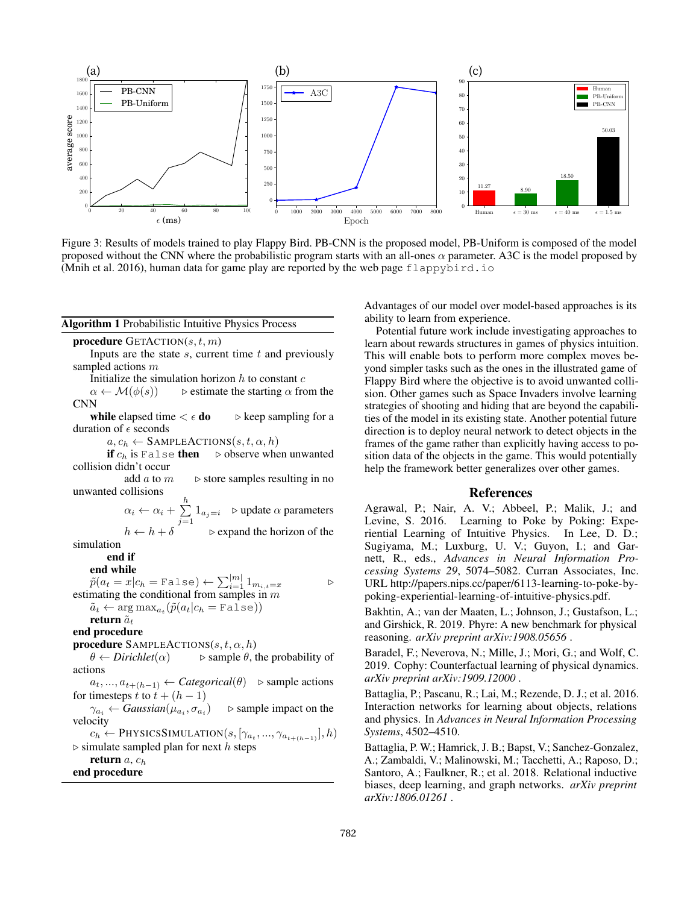Figure 3: Results of models trained to play Flappy Bird. PB-CNN is the proposed model, PB-Uniform is composed of the model proposed without the CNN where the probabilistic program starts with an all-ones $\alpha$ parameter. A3C is the model proposed by (Mnih et al. 2016), human data for game play are reported by the web page `flappybird.io`

**Algorithm 1** Probabilistic Intuitive Physics Process

```
procedure GETACTION(s, t, m)
    Inputs are the state s, current time t and previously sampled actions m
    Initialize the simulation horizon h to constant c
    α ← M(φ(s))                          ▷ estimate the starting α from the CNN
    while elapsed time < ε do            ▷ keep sampling for a duration of ε seconds
        a, c_h ← SAMPLEACTIONS(s, t, α, h)
        if c_h is False then             ▷ observe when unwanted collision didn't occur
            add a to m                   ▷ store samples resulting in no unwanted collisions
            α_i ← α_i + Σ_{j=1}^{h} 1_{a_j=i}     ▷ update α parameters
            h ← h + δ                    ▷ expand the horizon of the simulation
        end if
    end while
    p̃(a_t = x | c_h = False) ← Σ_{i=1}^{|m|} 1_{m_{i,t}=x}   ▷ estimating the conditional from samples in m
    ã_t ← argmax_{a_t}(p̃(a_t | c_h = False))
    return ã_t
end procedure
procedure SAMPLEACTIONS(s, t, α, h)
    θ ← Dirichlet(α)                     ▷ sample θ, the probability of actions
    a_t, ..., a_{t+(h-1)} ← Categorical(θ)   ▷ sample actions for timesteps t to t + (h − 1)
    γ_{a_i} ← Gaussian(μ_{a_i}, σ_{a_i})     ▷ sample impact on the velocity
    c_h ← PHYSICSSIMULATION(s, [γ_{a_t}, ..., γ_{a_{t+(h-1)}}], h)   ▷ simulate sampled plan for next h steps
    return a, c_h
end procedure
```

Advantages of our model over model-based approaches is its ability to learn from experience.

Potential future work include investigating approaches to learn about rewards structures in games of physics intuition. This will enable bots to perform more complex moves beyond simpler tasks such as the ones in the illustrated game of Flappy Bird where the objective is to avoid unwanted collision. Other games such as Space Invaders involve learning strategies of shooting and hiding that are beyond the capabilities of the model in its existing state. Another potential future direction is to deploy neural network to detect objects in the frames of the game rather than explicitly having access to position data of the objects in the game. This would potentially help the framework better generalizes over other games.

## References

Agrawal, P.; Nair, A. V.; Abbeel, P.; Malik, J.; and Levine, S. 2016. Learning to Poke by Poking: Experiential Learning of Intuitive Physics. In Lee, D. D.; Sugiyama, M.; Luxburg, U. V.; Guyon, I.; and Garnett, R., eds., *Advances in Neural Information Processing Systems 29*, 5074–5082. Curran Associates, Inc. URL http://papers.nips.cc/paper/6113-learning-to-poke-by-poking-experiential-learning-of-intuitive-physics.pdf.

Bakhtin, A.; van der Maaten, L.; Johnson, J.; Gustafson, L.; and Girshick, R. 2019. Phyre: A new benchmark for physical reasoning. *arXiv preprint arXiv:1908.05656* .

Baradel, F.; Neverova, N.; Mille, J.; Mori, G.; and Wolf, C. 2019. Cophy: Counterfactual learning of physical dynamics. *arXiv preprint arXiv:1909.12000* .

Battaglia, P.; Pascanu, R.; Lai, M.; Rezende, D. J.; et al. 2016. Interaction networks for learning about objects, relations and physics. In *Advances in Neural Information Processing Systems*, 4502–4510.

Battaglia, P. W.; Hamrick, J. B.; Bapst, V.; Sanchez-Gonzalez, A.; Zambaldi, V.; Malinowski, M.; Tacchetti, A.; Raposo, D.; Santoro, A.; Faulkner, R.; et al. 2018. Relational inductive biases, deep learning, and graph networks. *arXiv preprint arXiv:1806.01261* .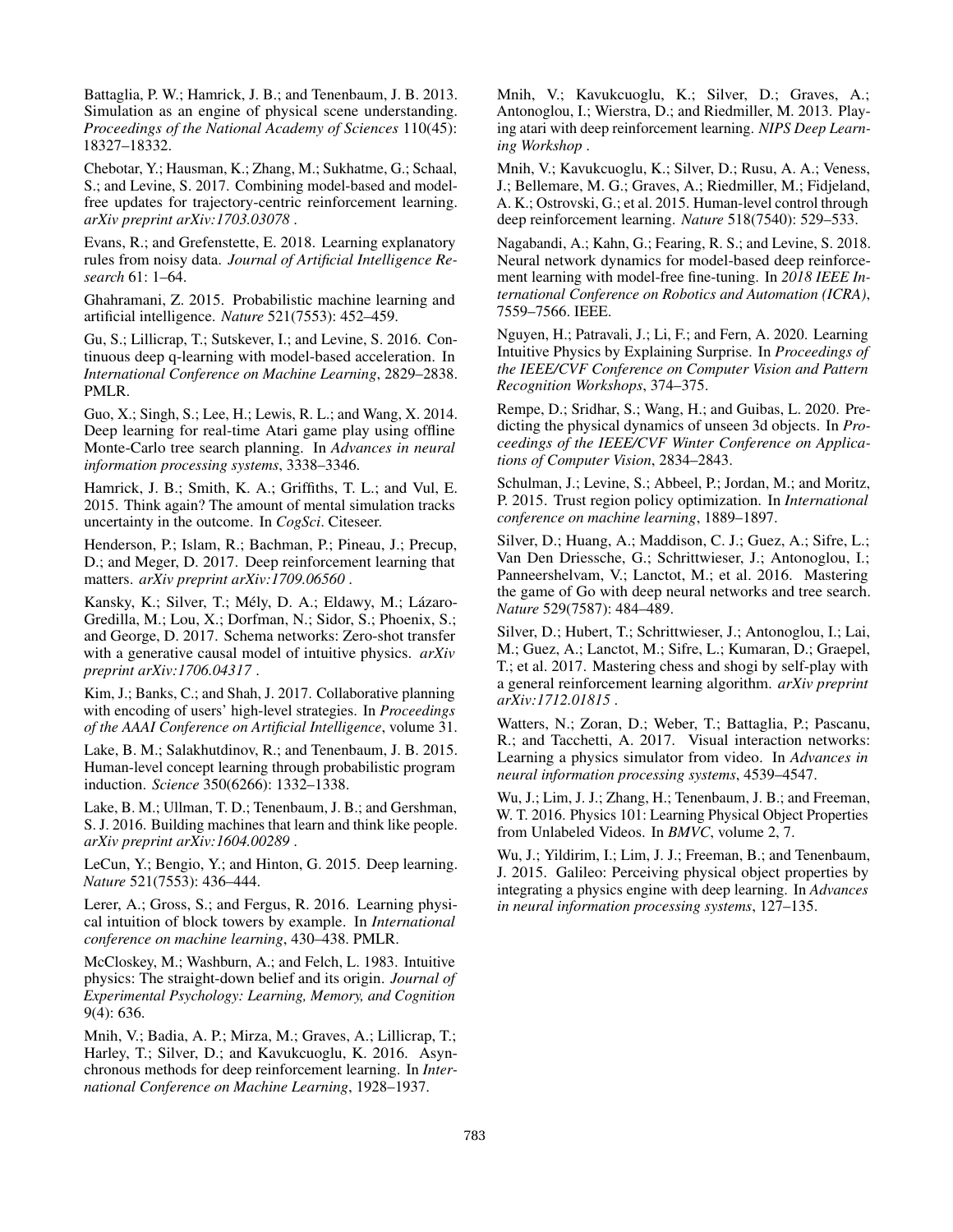Battaglia, P. W.; Hamrick, J. B.; and Tenenbaum, J. B. 2013. Simulation as an engine of physical scene understanding. *Proceedings of the National Academy of Sciences* 110(45): 18327–18332.

Chebotar, Y.; Hausman, K.; Zhang, M.; Sukhatme, G.; Schaal, S.; and Levine, S. 2017. Combining model-based and model-free updates for trajectory-centric reinforcement learning. *arXiv preprint arXiv:1703.03078* .

Evans, R.; and Grefenstette, E. 2018. Learning explanatory rules from noisy data. *Journal of Artificial Intelligence Research* 61: 1–64.

Ghahramani, Z. 2015. Probabilistic machine learning and artificial intelligence. *Nature* 521(7553): 452–459.

Gu, S.; Lillicrap, T.; Sutskever, I.; and Levine, S. 2016. Continuous deep q-learning with model-based acceleration. In *International Conference on Machine Learning*, 2829–2838. PMLR.

Guo, X.; Singh, S.; Lee, H.; Lewis, R. L.; and Wang, X. 2014. Deep learning for real-time Atari game play using offline Monte-Carlo tree search planning. In *Advances in neural information processing systems*, 3338–3346.

Hamrick, J. B.; Smith, K. A.; Griffiths, T. L.; and Vul, E. 2015. Think again? The amount of mental simulation tracks uncertainty in the outcome. In *CogSci*. Citeseer.

Henderson, P.; Islam, R.; Bachman, P.; Pineau, J.; Precup, D.; and Meger, D. 2017. Deep reinforcement learning that matters. *arXiv preprint arXiv:1709.06560* .

Kansky, K.; Silver, T.; Mély, D. A.; Eldawy, M.; Lázaro-Gredilla, M.; Lou, X.; Dorfman, N.; Sidor, S.; Phoenix, S.; and George, D. 2017. Schema networks: Zero-shot transfer with a generative causal model of intuitive physics. *arXiv preprint arXiv:1706.04317* .

Kim, J.; Banks, C.; and Shah, J. 2017. Collaborative planning with encoding of users' high-level strategies. In *Proceedings of the AAAI Conference on Artificial Intelligence*, volume 31.

Lake, B. M.; Salakhutdinov, R.; and Tenenbaum, J. B. 2015. Human-level concept learning through probabilistic program induction. *Science* 350(6266): 1332–1338.

Lake, B. M.; Ullman, T. D.; Tenenbaum, J. B.; and Gershman, S. J. 2016. Building machines that learn and think like people. *arXiv preprint arXiv:1604.00289* .

LeCun, Y.; Bengio, Y.; and Hinton, G. 2015. Deep learning. *Nature* 521(7553): 436–444.

Lerer, A.; Gross, S.; and Fergus, R. 2016. Learning physical intuition of block towers by example. In *International conference on machine learning*, 430–438. PMLR.

McCloskey, M.; Washburn, A.; and Felch, L. 1983. Intuitive physics: The straight-down belief and its origin. *Journal of Experimental Psychology: Learning, Memory, and Cognition* 9(4): 636.

Mnih, V.; Badia, A. P.; Mirza, M.; Graves, A.; Lillicrap, T.; Harley, T.; Silver, D.; and Kavukcuoglu, K. 2016. Asynchronous methods for deep reinforcement learning. In *International Conference on Machine Learning*, 1928–1937.

Mnih, V.; Kavukcuoglu, K.; Silver, D.; Graves, A.; Antonoglou, I.; Wierstra, D.; and Riedmiller, M. 2013. Playing atari with deep reinforcement learning. *NIPS Deep Learning Workshop* .

Mnih, V.; Kavukcuoglu, K.; Silver, D.; Rusu, A. A.; Veness, J.; Bellemare, M. G.; Graves, A.; Riedmiller, M.; Fidjeland, A. K.; Ostrovski, G.; et al. 2015. Human-level control through deep reinforcement learning. *Nature* 518(7540): 529–533.

Nagabandi, A.; Kahn, G.; Fearing, R. S.; and Levine, S. 2018. Neural network dynamics for model-based deep reinforcement learning with model-free fine-tuning. In *2018 IEEE International Conference on Robotics and Automation (ICRA)*, 7559–7566. IEEE.

Nguyen, H.; Patravali, J.; Li, F.; and Fern, A. 2020. Learning Intuitive Physics by Explaining Surprise. In *Proceedings of the IEEE/CVF Conference on Computer Vision and Pattern Recognition Workshops*, 374–375.

Rempe, D.; Sridhar, S.; Wang, H.; and Guibas, L. 2020. Predicting the physical dynamics of unseen 3d objects. In *Proceedings of the IEEE/CVF Winter Conference on Applications of Computer Vision*, 2834–2843.

Schulman, J.; Levine, S.; Abbeel, P.; Jordan, M.; and Moritz, P. 2015. Trust region policy optimization. In *International conference on machine learning*, 1889–1897.

Silver, D.; Huang, A.; Maddison, C. J.; Guez, A.; Sifre, L.; Van Den Driessche, G.; Schrittwieser, J.; Antonoglou, I.; Panneershelvam, V.; Lanctot, M.; et al. 2016. Mastering the game of Go with deep neural networks and tree search. *Nature* 529(7587): 484–489.

Silver, D.; Hubert, T.; Schrittwieser, J.; Antonoglou, I.; Lai, M.; Guez, A.; Lanctot, M.; Sifre, L.; Kumaran, D.; Graepel, T.; et al. 2017. Mastering chess and shogi by self-play with a general reinforcement learning algorithm. *arXiv preprint arXiv:1712.01815* .

Watters, N.; Zoran, D.; Weber, T.; Battaglia, P.; Pascanu, R.; and Tacchetti, A. 2017. Visual interaction networks: Learning a physics simulator from video. In *Advances in neural information processing systems*, 4539–4547.

Wu, J.; Lim, J. J.; Zhang, H.; Tenenbaum, J. B.; and Freeman, W. T. 2016. Physics 101: Learning Physical Object Properties from Unlabeled Videos. In *BMVC*, volume 2, 7.

Wu, J.; Yildirim, I.; Lim, J. J.; Freeman, B.; and Tenenbaum, J. 2015. Galileo: Perceiving physical object properties by integrating a physics engine with deep learning. In *Advances in neural information processing systems*, 127–135.